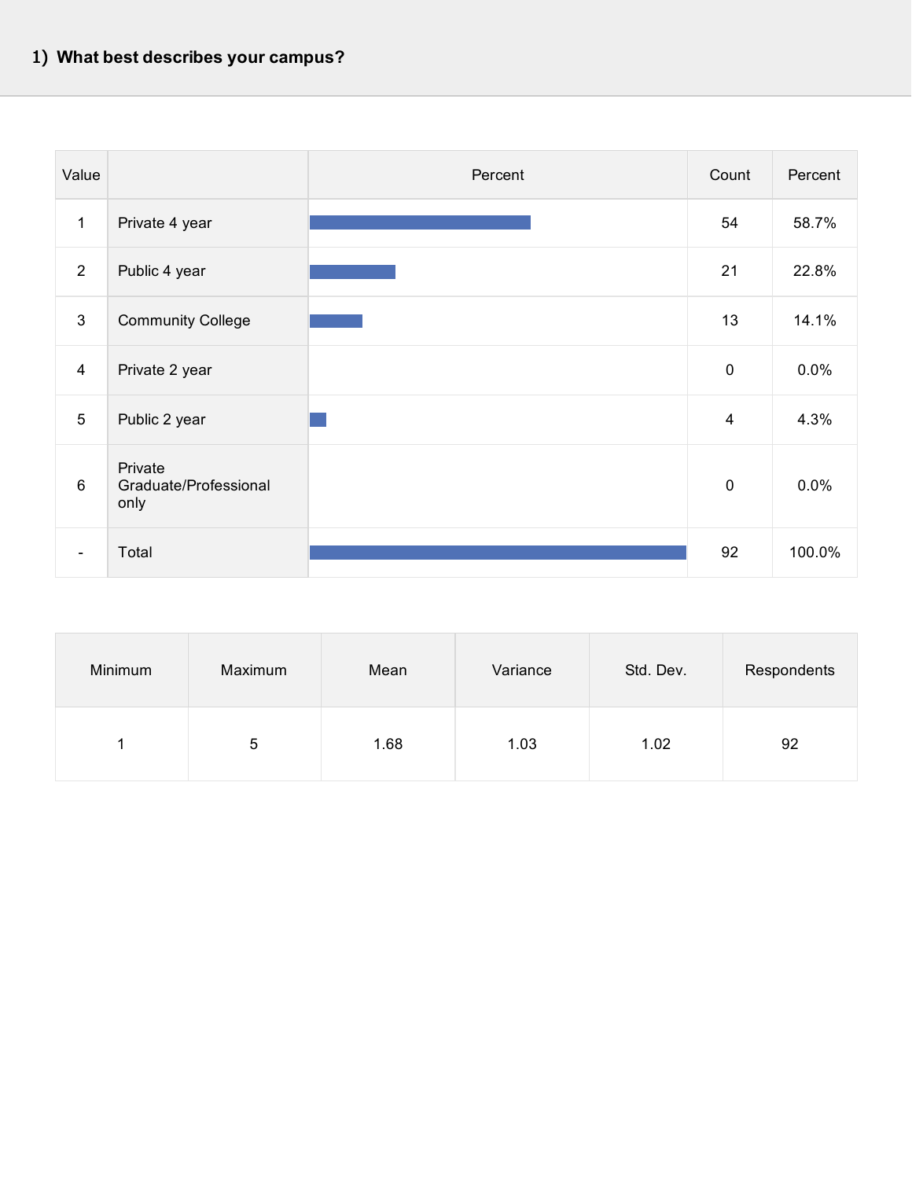## 1) What best describes your campus?

| Value | | Percent | Count | Percent |
|---|---|---|---|---|
| 1 | Private 4 year | | 54 | 58.7% |
| 2 | Public 4 year | | 21 | 22.8% |
| 3 | Community College | | 13 | 14.1% |
| 4 | Private 2 year | | 0 | 0.0% |
| 5 | Public 2 year | | 4 | 4.3% |
| 6 | Private Graduate/Professional only | | 0 | 0.0% |
| - | Total | | 92 | 100.0% |

| Minimum | Maximum | Mean | Variance | Std. Dev. | Respondents |
|---|---|---|---|---|---|
| 1 | 5 | 1.68 | 1.03 | 1.02 | 92 |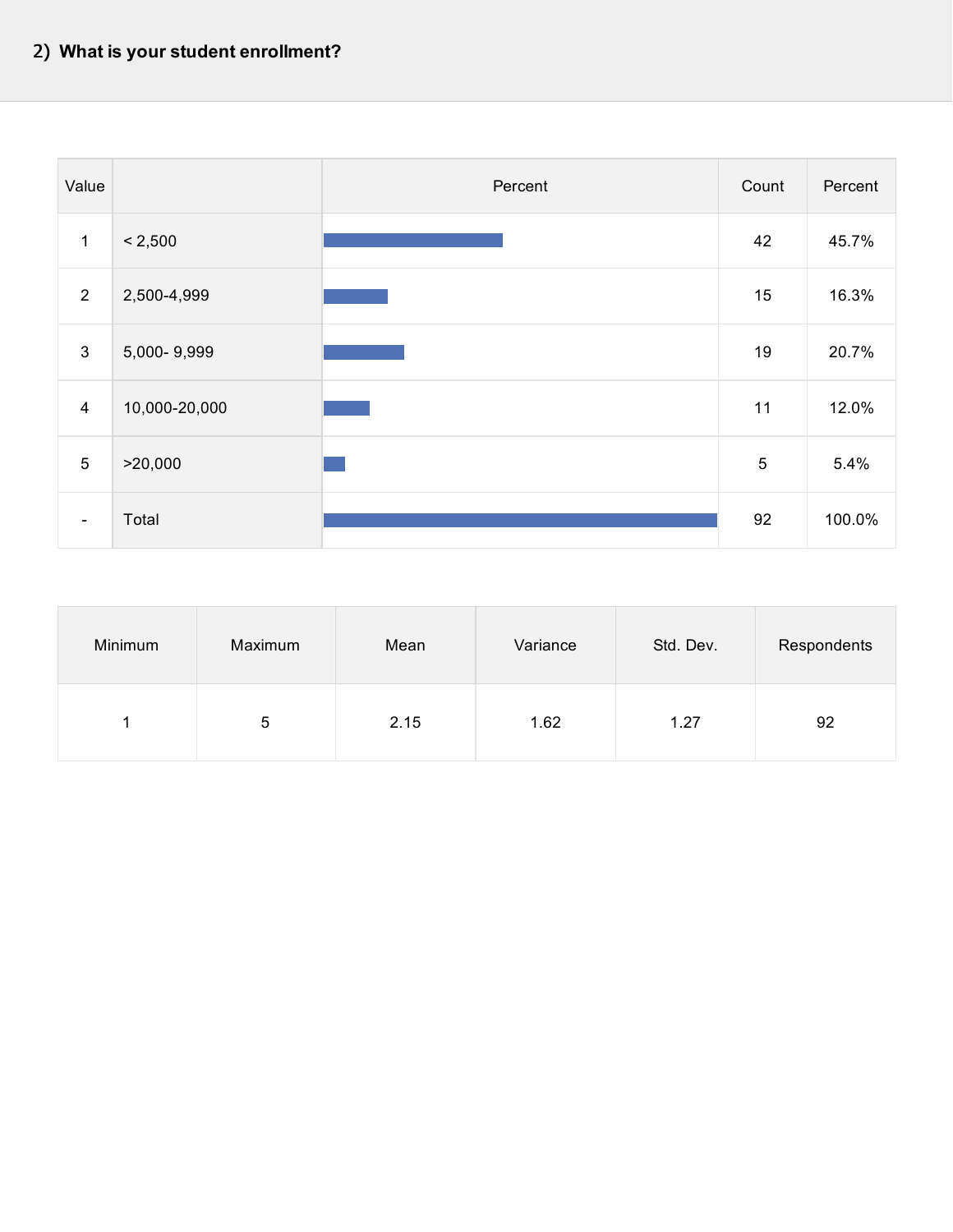## 2) What is your student enrollment?

| Value | | Percent | Count | Percent |
|---|---|---|---|---|
| 1 | < 2,500 | | 42 | 45.7% |
| 2 | 2,500-4,999 | | 15 | 16.3% |
| 3 | 5,000- 9,999 | | 19 | 20.7% |
| 4 | 10,000-20,000 | | 11 | 12.0% |
| 5 | >20,000 | | 5 | 5.4% |
| - | Total | | 92 | 100.0% |

| Minimum | Maximum | Mean | Variance | Std. Dev. | Respondents |
|---|---|---|---|---|---|
| 1 | 5 | 2.15 | 1.62 | 1.27 | 92 |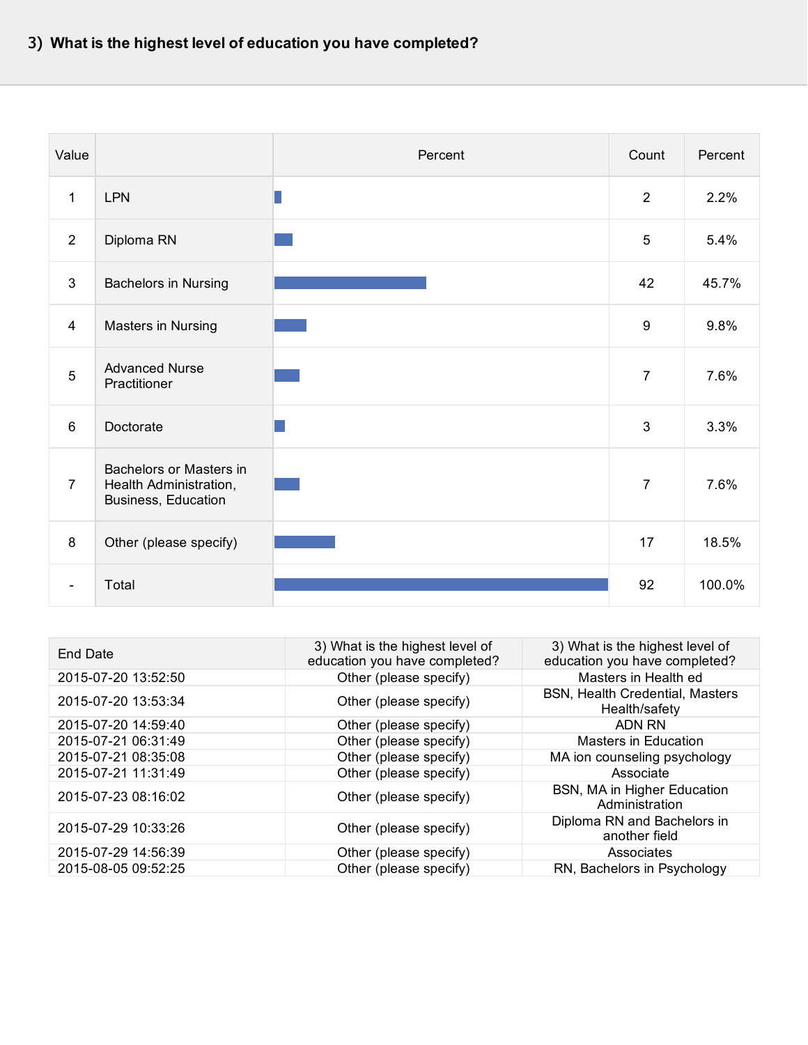## 3) What is the highest level of education you have completed?

| Value | | Percent | Count | Percent |
|---|---|---|---|---|
| 1 | LPN | | 2 | 2.2% |
| 2 | Diploma RN | | 5 | 5.4% |
| 3 | Bachelors in Nursing | | 42 | 45.7% |
| 4 | Masters in Nursing | | 9 | 9.8% |
| 5 | Advanced Nurse Practitioner | | 7 | 7.6% |
| 6 | Doctorate | | 3 | 3.3% |
| 7 | Bachelors or Masters in Health Administration, Business, Education | | 7 | 7.6% |
| 8 | Other (please specify) | | 17 | 18.5% |
| - | Total | | 92 | 100.0% |

| End Date | 3) What is the highest level of education you have completed? | 3) What is the highest level of education you have completed? |
|---|---|---|
| 2015-07-20 13:52:50 | Other (please specify) | Masters in Health ed |
| 2015-07-20 13:53:34 | Other (please specify) | BSN, Health Credential, Masters Health/safety |
| 2015-07-20 14:59:40 | Other (please specify) | ADN RN |
| 2015-07-21 06:31:49 | Other (please specify) | Masters in Education |
| 2015-07-21 08:35:08 | Other (please specify) | MA ion counseling psychology |
| 2015-07-21 11:31:49 | Other (please specify) | Associate |
| 2015-07-23 08:16:02 | Other (please specify) | BSN, MA in Higher Education Administration |
| 2015-07-29 10:33:26 | Other (please specify) | Diploma RN and Bachelors in another field |
| 2015-07-29 14:56:39 | Other (please specify) | Associates |
| 2015-08-05 09:52:25 | Other (please specify) | RN, Bachelors in Psychology |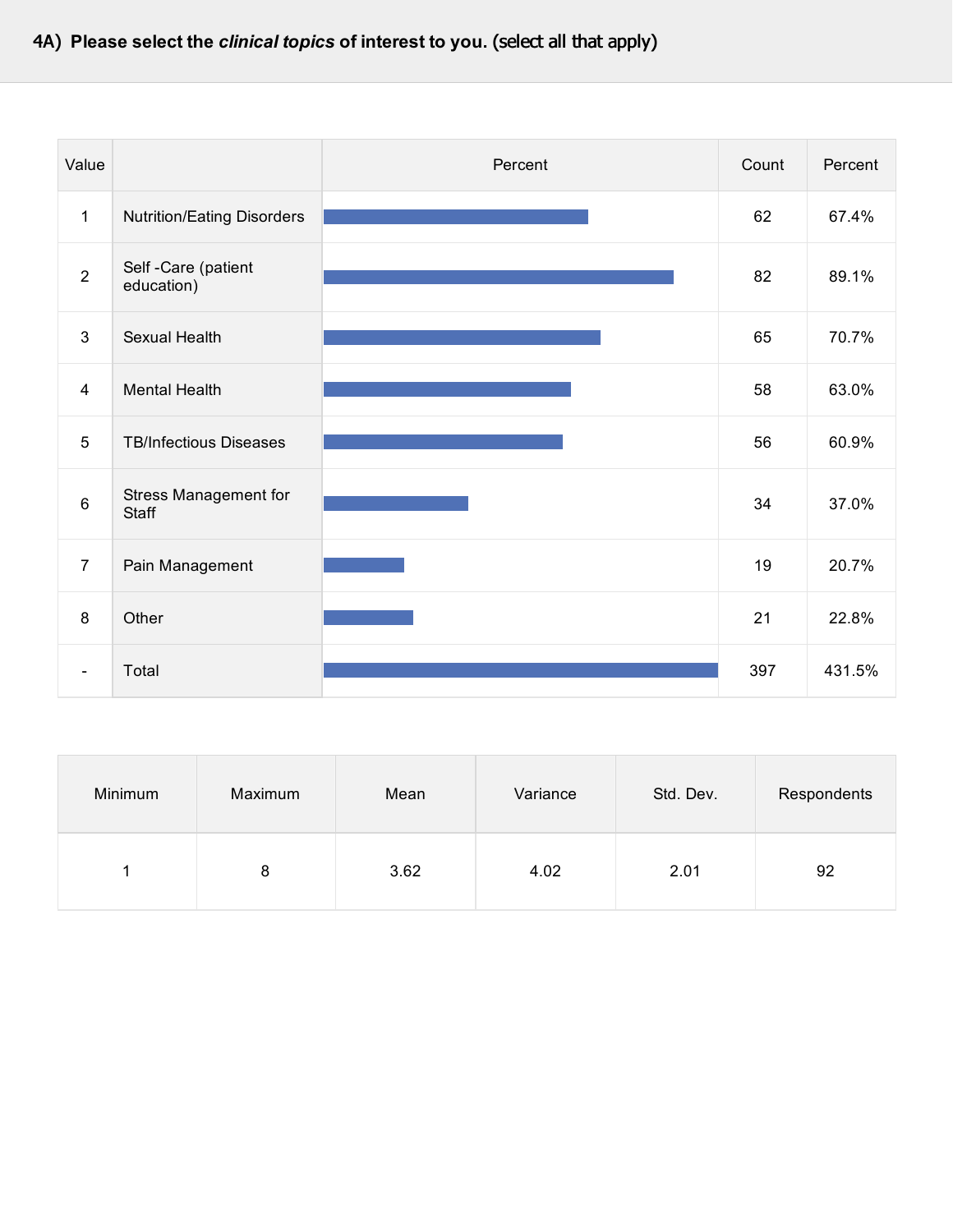## 4A) Please select the *clinical topics* of interest to you. (select all that apply)

| Value | | Percent | Count | Percent |
|---|---|---|---|---|
| 1 | Nutrition/Eating Disorders | | 62 | 67.4% |
| 2 | Self -Care (patient education) | | 82 | 89.1% |
| 3 | Sexual Health | | 65 | 70.7% |
| 4 | Mental Health | | 58 | 63.0% |
| 5 | TB/Infectious Diseases | | 56 | 60.9% |
| 6 | Stress Management for Staff | | 34 | 37.0% |
| 7 | Pain Management | | 19 | 20.7% |
| 8 | Other | | 21 | 22.8% |
| - | Total | | 397 | 431.5% |

| Minimum | Maximum | Mean | Variance | Std. Dev. | Respondents |
|---|---|---|---|---|---|
| 1 | 8 | 3.62 | 4.02 | 2.01 | 92 |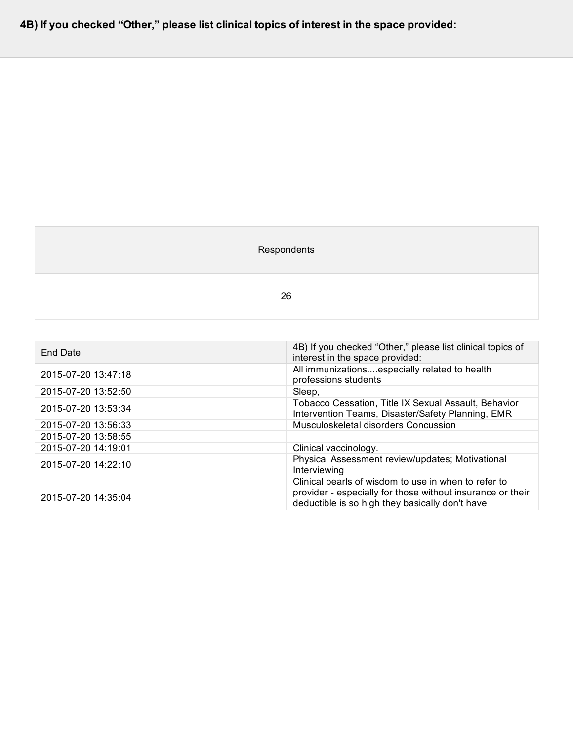## 4B) If you checked "Other," please list clinical topics of interest in the space provided:

| Respondents |
| --- |
| 26 |

| End Date | 4B) If you checked "Other," please list clinical topics of interest in the space provided: |
| --- | --- |
| 2015-07-20 13:47:18 | All immunizations....especially related to health professions students |
| 2015-07-20 13:52:50 | Sleep, |
| 2015-07-20 13:53:34 | Tobacco Cessation, Title IX Sexual Assault, Behavior Intervention Teams, Disaster/Safety Planning, EMR |
| 2015-07-20 13:56:33 | Musculoskeletal disorders Concussion |
| 2015-07-20 13:58:55 | |
| 2015-07-20 14:19:01 | Clinical vaccinology. |
| 2015-07-20 14:22:10 | Physical Assessment review/updates; Motivational Interviewing |
| 2015-07-20 14:35:04 | Clinical pearls of wisdom to use in when to refer to provider - especially for those without insurance or their deductible is so high they basically don't have |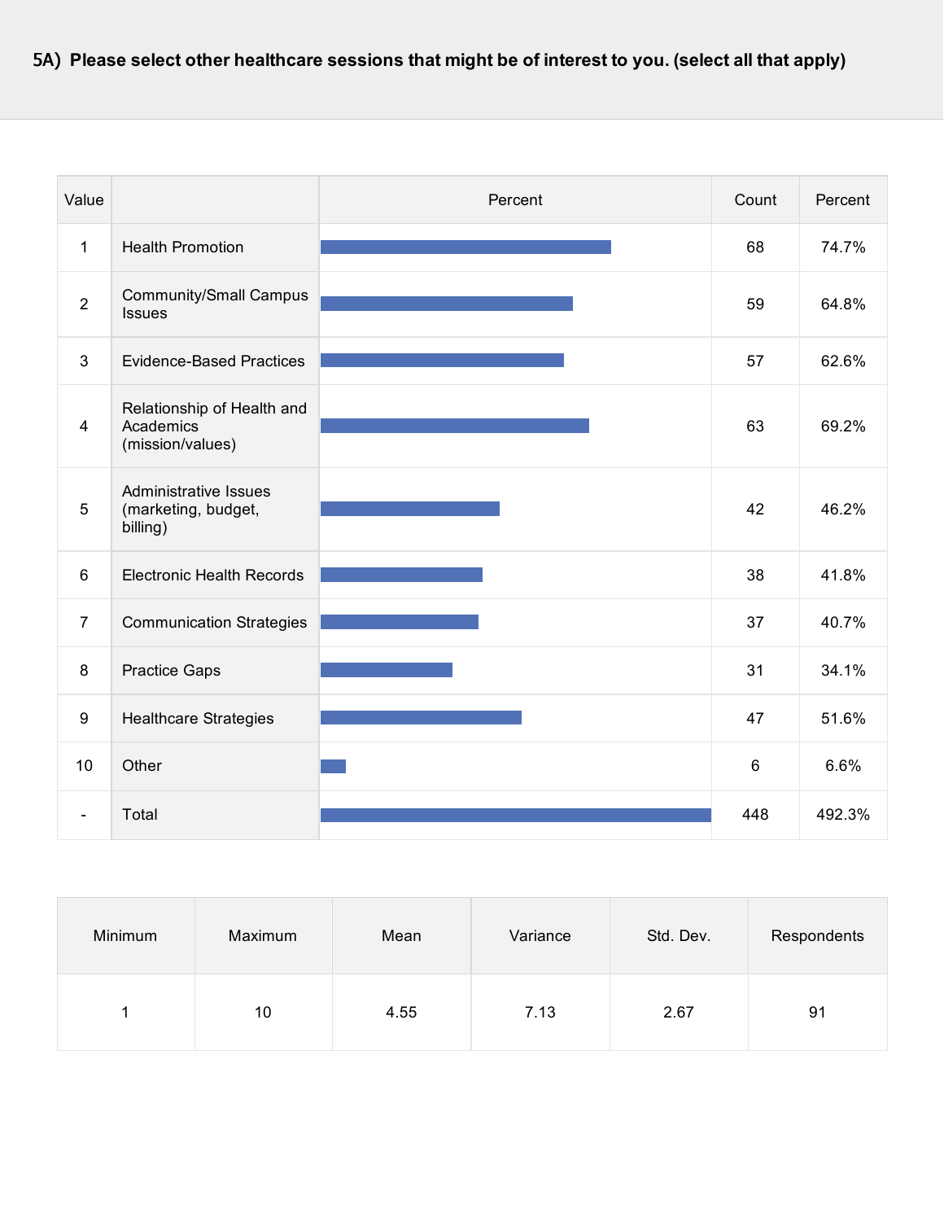## 5A) Please select other healthcare sessions that might be of interest to you. (select all that apply)

| Value | | Percent | Count | Percent |
|---|---|---|---|---|
| 1 | Health Promotion | | 68 | 74.7% |
| 2 | Community/Small Campus Issues | | 59 | 64.8% |
| 3 | Evidence-Based Practices | | 57 | 62.6% |
| 4 | Relationship of Health and Academics (mission/values) | | 63 | 69.2% |
| 5 | Administrative Issues (marketing, budget, billing) | | 42 | 46.2% |
| 6 | Electronic Health Records | | 38 | 41.8% |
| 7 | Communication Strategies | | 37 | 40.7% |
| 8 | Practice Gaps | | 31 | 34.1% |
| 9 | Healthcare Strategies | | 47 | 51.6% |
| 10 | Other | | 6 | 6.6% |
| - | Total | | 448 | 492.3% |

| Minimum | Maximum | Mean | Variance | Std. Dev. | Respondents |
|---|---|---|---|---|---|
| 1 | 10 | 4.55 | 7.13 | 2.67 | 91 |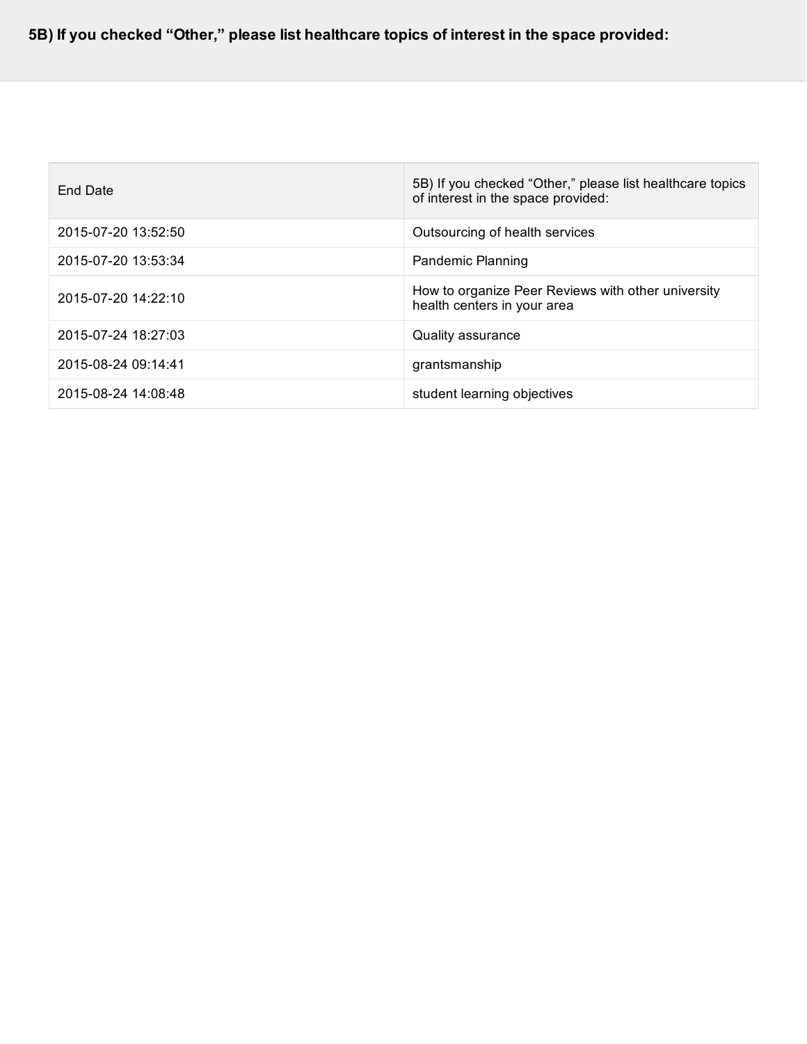## 5B) If you checked “Other,” please list healthcare topics of interest in the space provided:

| End Date | 5B) If you checked “Other,” please list healthcare topics of interest in the space provided: |
| --- | --- |
| 2015-07-20 13:52:50 | Outsourcing of health services |
| 2015-07-20 13:53:34 | Pandemic Planning |
| 2015-07-20 14:22:10 | How to organize Peer Reviews with other university health centers in your area |
| 2015-07-24 18:27:03 | Quality assurance |
| 2015-08-24 09:14:41 | grantsmanship |
| 2015-08-24 14:08:48 | student learning objectives |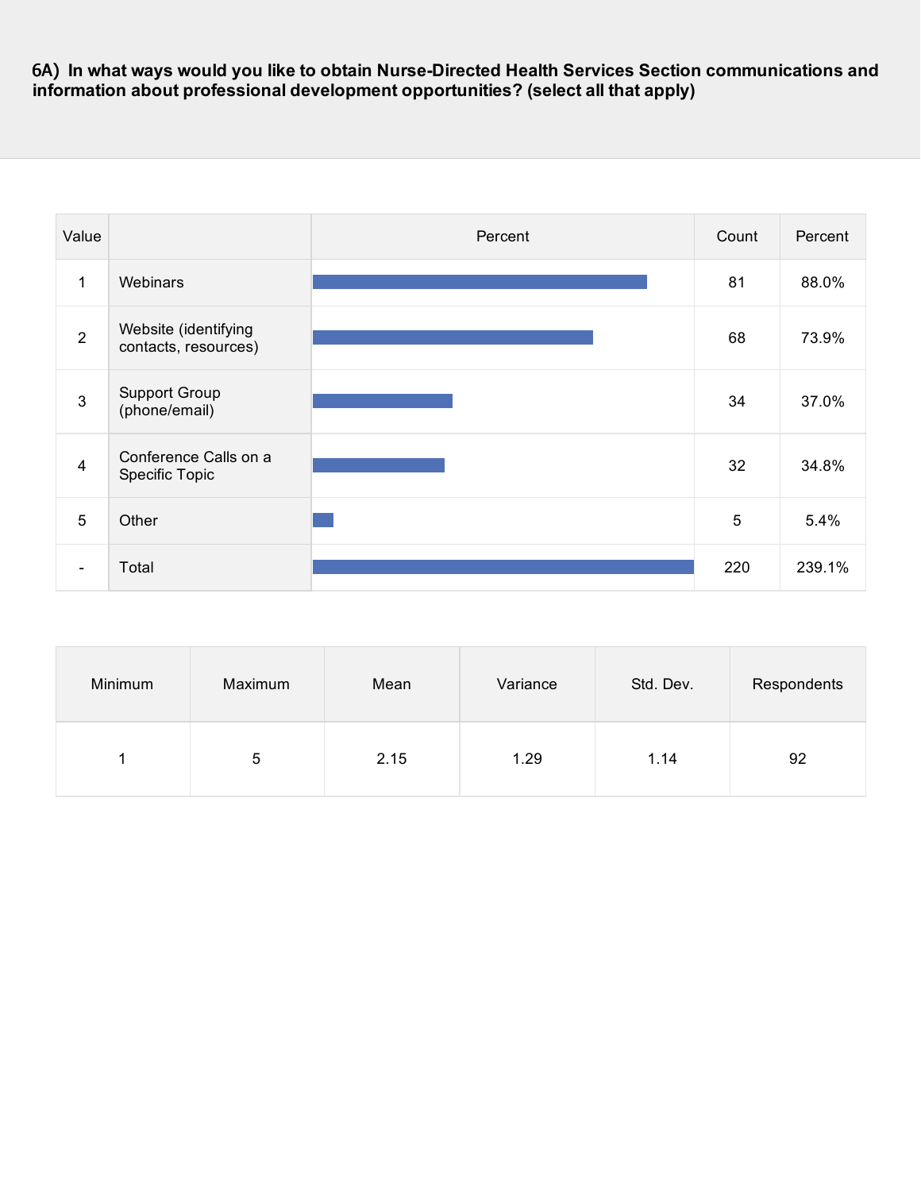**6A) In what ways would you like to obtain Nurse-Directed Health Services Section communications and information about professional development opportunities? (select all that apply)**

| Value | | Percent | Count | Percent |
|---|---|---|---|---|
| 1 | Webinars | | 81 | 88.0% |
| 2 | Website (identifying contacts, resources) | | 68 | 73.9% |
| 3 | Support Group (phone/email) | | 34 | 37.0% |
| 4 | Conference Calls on a Specific Topic | | 32 | 34.8% |
| 5 | Other | | 5 | 5.4% |
| - | Total | | 220 | 239.1% |

| Minimum | Maximum | Mean | Variance | Std. Dev. | Respondents |
|---|---|---|---|---|---|
| 1 | 5 | 2.15 | 1.29 | 1.14 | 92 |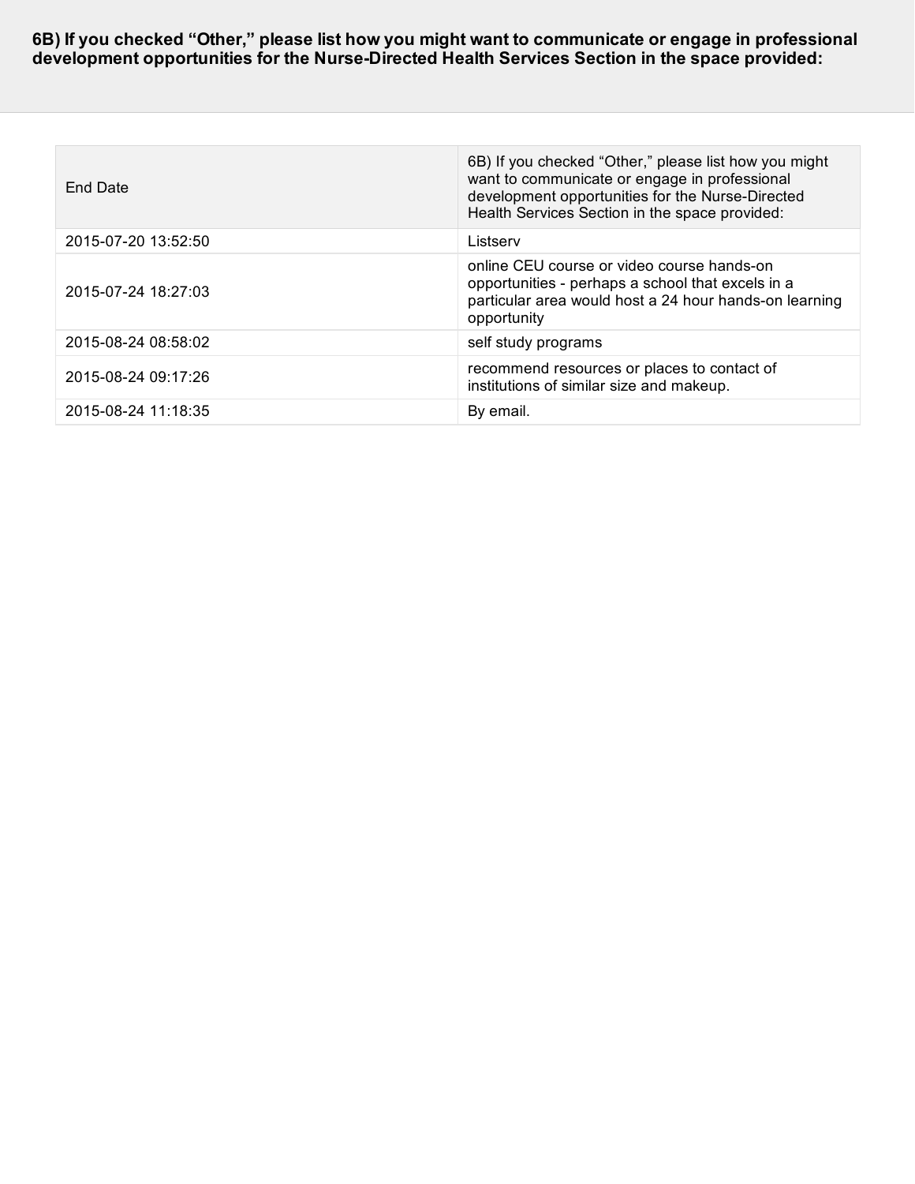**6B) If you checked "Other," please list how you might want to communicate or engage in professional development opportunities for the Nurse-Directed Health Services Section in the space provided:**

| End Date | 6B) If you checked "Other," please list how you might want to communicate or engage in professional development opportunities for the Nurse-Directed Health Services Section in the space provided: |
|---|---|
| 2015-07-20 13:52:50 | Listserv |
| 2015-07-24 18:27:03 | online CEU course or video course hands-on opportunities - perhaps a school that excels in a particular area would host a 24 hour hands-on learning opportunity |
| 2015-08-24 08:58:02 | self study programs |
| 2015-08-24 09:17:26 | recommend resources or places to contact of institutions of similar size and makeup. |
| 2015-08-24 11:18:35 | By email. |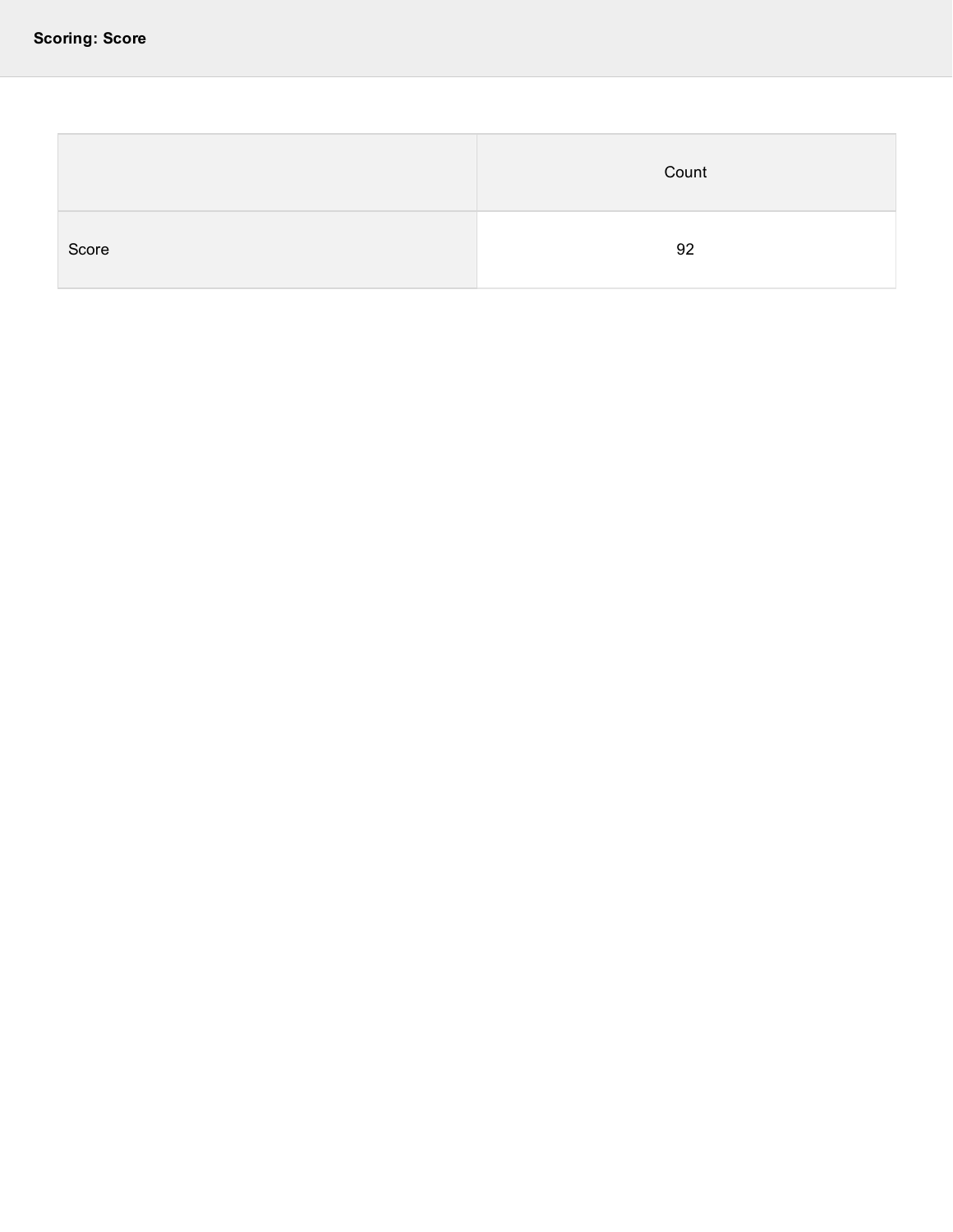## Scoring: Score

| | Count |
| --- | --- |
| Score | 92 |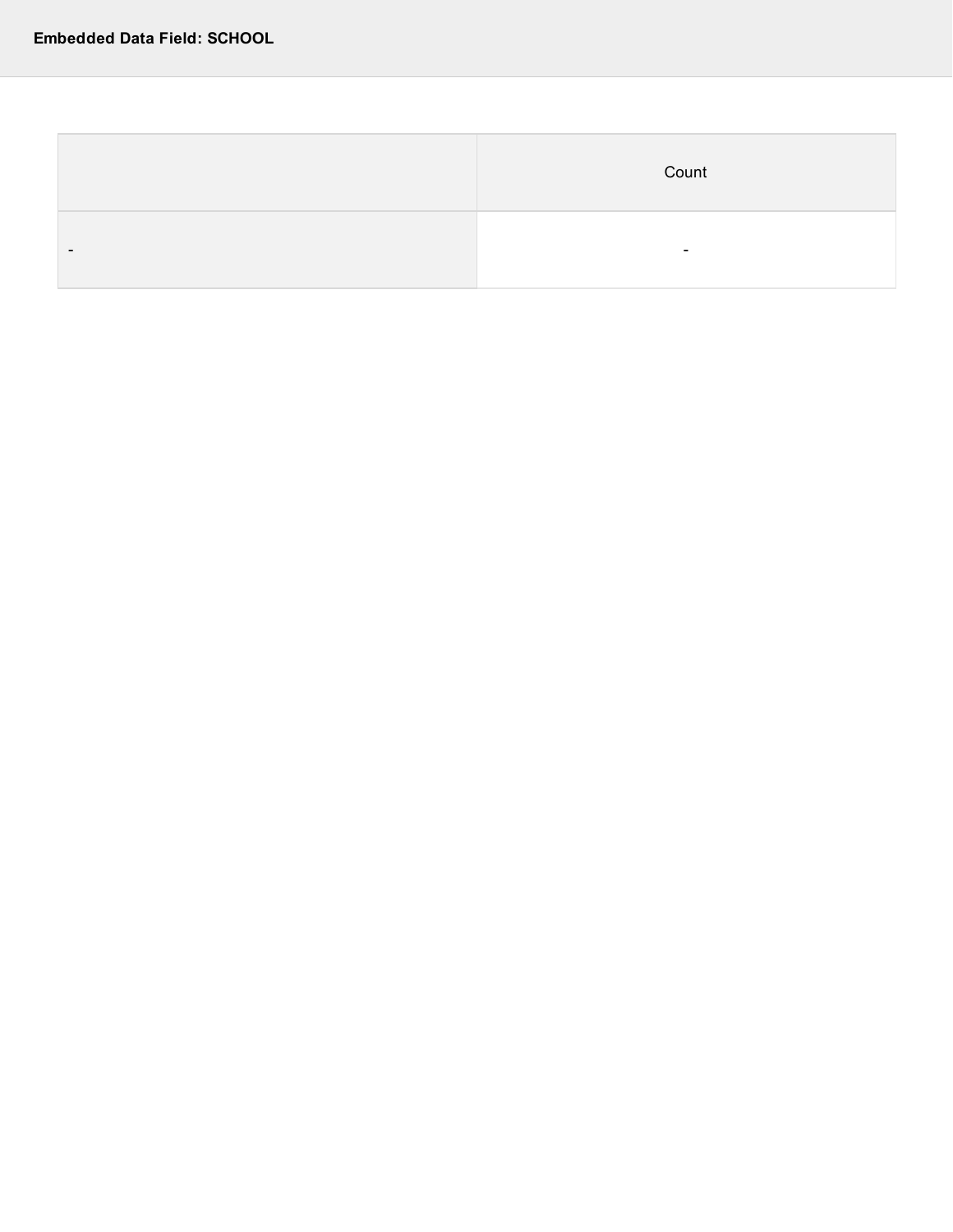**Embedded Data Field: SCHOOL**

| | Count |
|---|---|
| - | - |